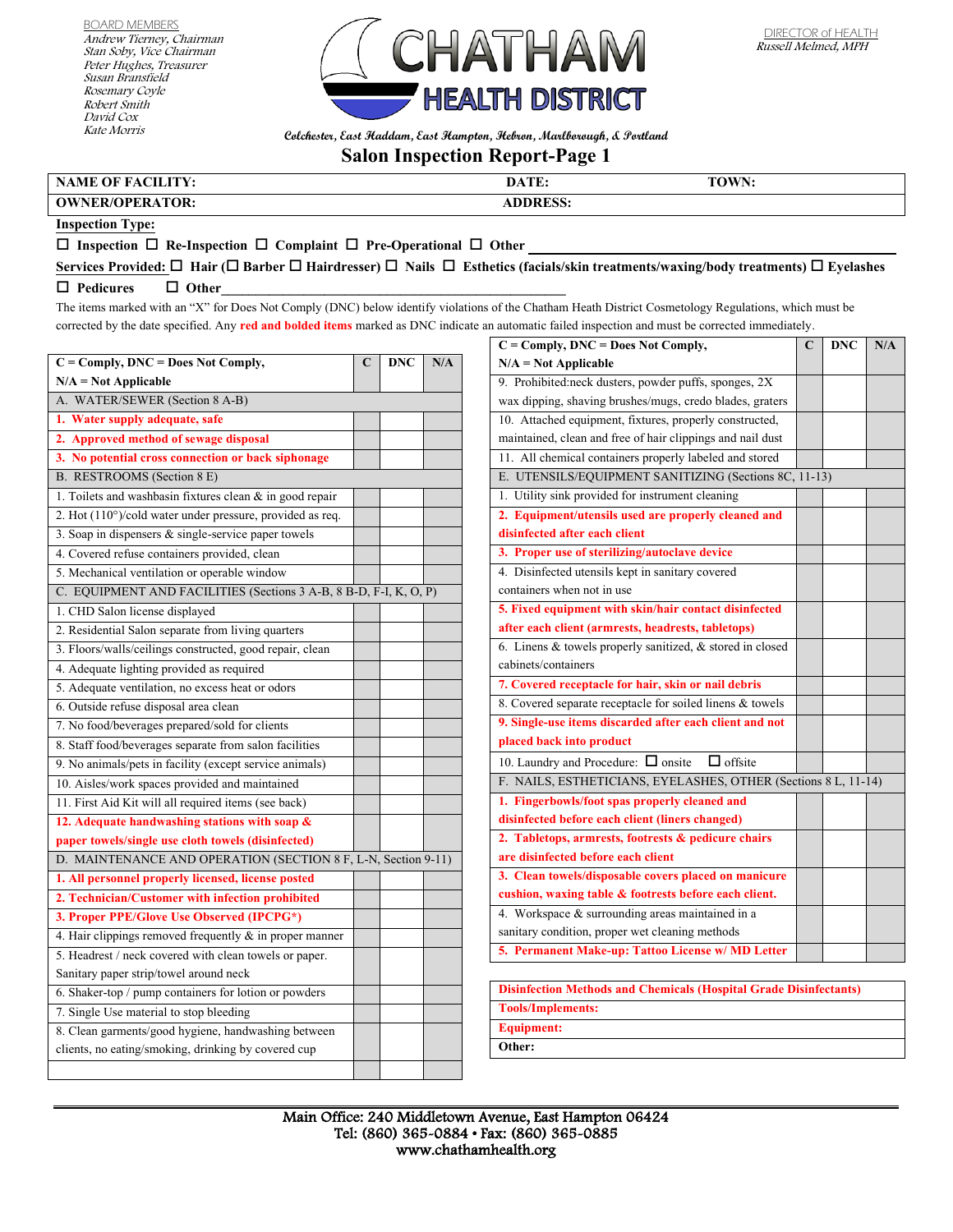BOARD MEMBERS
*Andrew Tierney, Chairman*
*Stan Soby, Vice Chairman*
*Peter Hughes, Treasurer*
*Susan Bransfield*
*Rosemary Coyle*
*Robert Smith*
*David Cox*
*Kate Morris*

# CHATHAM HEALTH DISTRICT

DIRECTOR of HEALTH
*Russell Melmed, MPH*

*Colchester, East Haddam, East Hampton, Hebron, Marlborough, & Portland*

## Salon Inspection Report-Page 1

| NAME OF FACILITY: | DATE: | TOWN: |
|---|---|---|
| OWNER/OPERATOR: | ADDRESS: | |

**Inspection Type:**

☐ **Inspection** ☐ **Re-Inspection** ☐ **Complaint** ☐ **Pre-Operational** ☐ **Other** ____________________

**Services Provided:** ☐ **Hair** (☐ **Barber** ☐ **Hairdresser)** ☐ **Nails** ☐ **Esthetics (facials/skin treatments/waxing/body treatments)** ☐ **Eyelashes** ☐ **Pedicures** ☐ **Other** ____________________

The items marked with an "X" for Does Not Comply (DNC) below identify violations of the Chatham Heath District Cosmetology Regulations, which must be corrected by the date specified. Any **red and bolded items** marked as DNC indicate an automatic failed inspection and must be corrected immediately.

| C = Comply, DNC = Does Not Comply, N/A = Not Applicable | C | DNC | N/A |
|---|---|---|---|
| A. WATER/SEWER (Section 8 A-B) | | | |
| **1. Water supply adequate, safe** | | | |
| **2. Approved method of sewage disposal** | | | |
| **3. No potential cross connection or back siphonage** | | | |
| B. RESTROOMS (Section 8 E) | | | |
| 1. Toilets and washbasin fixtures clean & in good repair | | | |
| 2. Hot (110°)/cold water under pressure, provided as req. | | | |
| 3. Soap in dispensers & single-service paper towels | | | |
| 4. Covered refuse containers provided, clean | | | |
| 5. Mechanical ventilation or operable window | | | |
| C. EQUIPMENT AND FACILITIES (Sections 3 A-B, 8 B-D, F-I, K, O, P) | | | |
| 1. CHD Salon license displayed | | | |
| 2. Residential Salon separate from living quarters | | | |
| 3. Floors/walls/ceilings constructed, good repair, clean | | | |
| 4. Adequate lighting provided as required | | | |
| 5. Adequate ventilation, no excess heat or odors | | | |
| 6. Outside refuse disposal area clean | | | |
| 7. No food/beverages prepared/sold for clients | | | |
| 8. Staff food/beverages separate from salon facilities | | | |
| 9. No animals/pets in facility (except service animals) | | | |
| 10. Aisles/work spaces provided and maintained | | | |
| 11. First Aid Kit will all required items (see back) | | | |
| **12. Adequate handwashing stations with soap & paper towels/single use cloth towels (disinfected)** | | | |
| D. MAINTENANCE AND OPERATION (SECTION 8 F, L-N, Section 9-11) | | | |
| **1. All personnel properly licensed, license posted** | | | |
| **2. Technician/Customer with infection prohibited** | | | |
| **3. Proper PPE/Glove Use Observed (IPCPG\*)** | | | |
| 4. Hair clippings removed frequently & in proper manner | | | |
| 5. Headrest / neck covered with clean towels or paper. Sanitary paper strip/towel around neck | | | |
| 6. Shaker-top / pump containers for lotion or powders | | | |
| 7. Single Use material to stop bleeding | | | |
| 8. Clean garments/good hygiene, handwashing between clients, no eating/smoking, drinking by covered cup | | | |
| | | | |

| C = Comply, DNC = Does Not Comply, N/A = Not Applicable | C | DNC | N/A |
|---|---|---|---|
| 9. Prohibited:neck dusters, powder puffs, sponges, 2X wax dipping, shaving brushes/mugs, credo blades, graters | | | |
| 10. Attached equipment, fixtures, properly constructed, maintained, clean and free of hair clippings and nail dust | | | |
| 11. All chemical containers properly labeled and stored | | | |
| E. UTENSILS/EQUIPMENT SANITIZING (Sections 8C, 11-13) | | | |
| 1. Utility sink provided for instrument cleaning | | | |
| **2. Equipment/utensils used are properly cleaned and disinfected after each client** | | | |
| **3. Proper use of sterilizing/autoclave device** | | | |
| 4. Disinfected utensils kept in sanitary covered containers when not in use | | | |
| **5. Fixed equipment with skin/hair contact disinfected after each client (armrests, headrests, tabletops)** | | | |
| 6. Linens & towels properly sanitized, & stored in closed cabinets/containers | | | |
| **7. Covered receptacle for hair, skin or nail debris** | | | |
| 8. Covered separate receptacle for soiled linens & towels | | | |
| **9. Single-use items discarded after each client and not placed back into product** | | | |
| 10. Laundry and Procedure: ☐ onsite ☐ offsite | | | |
| F. NAILS, ESTHETICIANS, EYELASHES, OTHER (Sections 8 L, 11-14) | | | |
| **1. Fingerbowls/foot spas properly cleaned and disinfected before each client (liners changed)** | | | |
| **2. Tabletops, armrests, footrests & pedicure chairs are disinfected before each client** | | | |
| **3. Clean towels/disposable covers placed on manicure cushion, waxing table & footrests before each client.** | | | |
| 4. Workspace & surrounding areas maintained in a sanitary condition, proper wet cleaning methods | | | |
| **5. Permanent Make-up: Tattoo License w/ MD Letter** | | | |

| **Disinfection Methods and Chemicals (Hospital Grade Disinfectants)** |
|---|
| **Tools/Implements:** |
| **Equipment:** |
| **Other:** |

Main Office: 240 Middletown Avenue, East Hampton 06424
Tel: (860) 365-0884 • Fax: (860) 365-0885
www.chathamhealth.org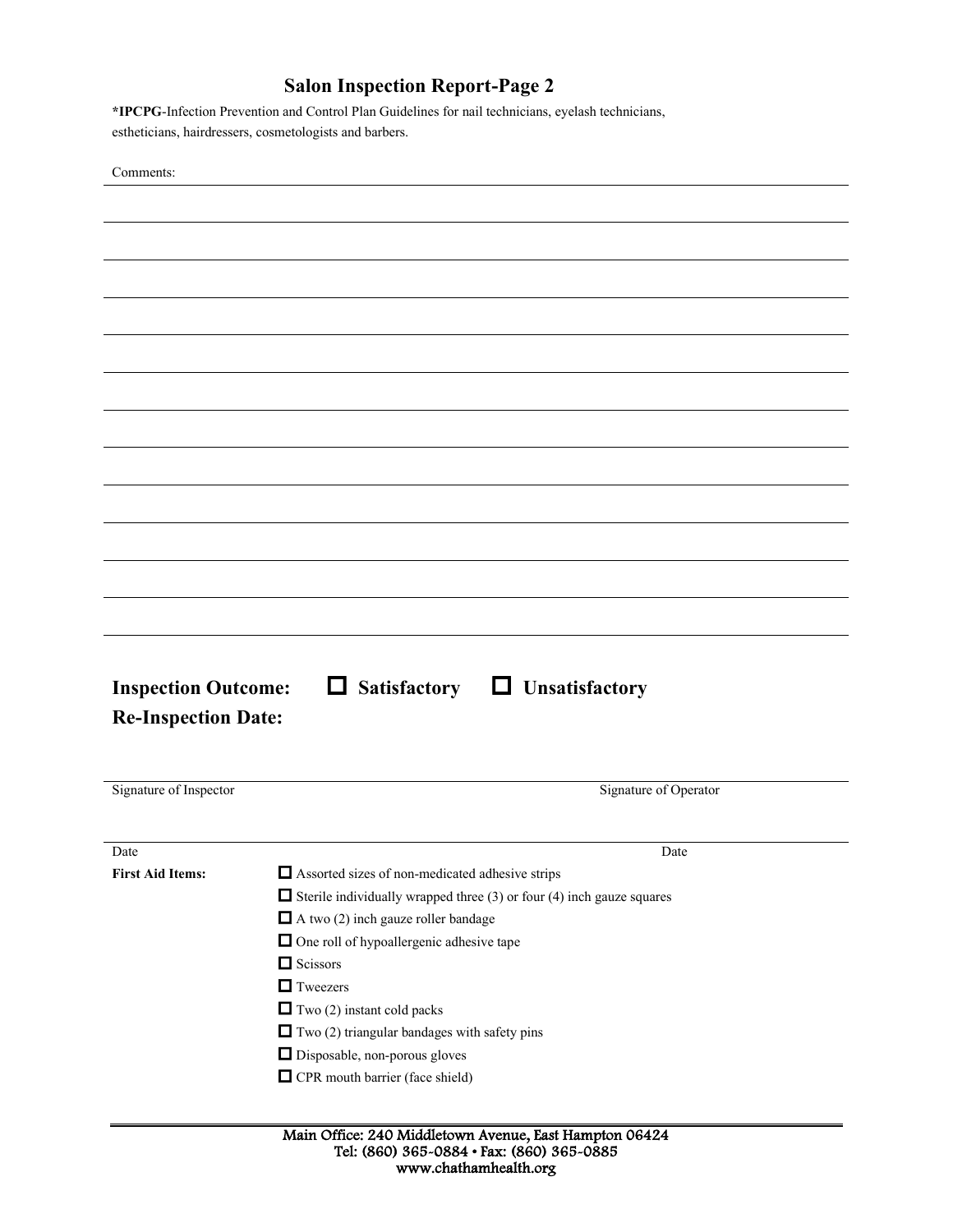# Salon Inspection Report-Page 2

**\*IPCPG**-Infection Prevention and Control Plan Guidelines for nail technicians, eyelash technicians, estheticians, hairdressers, cosmetologists and barbers.

Comments:

**Inspection Outcome:** ☐ **Satisfactory** ☐ **Unsatisfactory**

**Re-Inspection Date:**

Signature of Inspector

Signature of Operator

Date

Date

**First Aid Items:**

- ☐ Assorted sizes of non-medicated adhesive strips
- ☐ Sterile individually wrapped three (3) or four (4) inch gauze squares
- ☐ A two (2) inch gauze roller bandage
- ☐ One roll of hypoallergenic adhesive tape
- ☐ Scissors
- ☐ Tweezers
- ☐ Two (2) instant cold packs
- ☐ Two (2) triangular bandages with safety pins
- ☐ Disposable, non-porous gloves
- ☐ CPR mouth barrier (face shield)

Main Office: 240 Middletown Avenue, East Hampton 06424
Tel: (860) 365-0884 • Fax: (860) 365-0885
www.chathamhealth.org